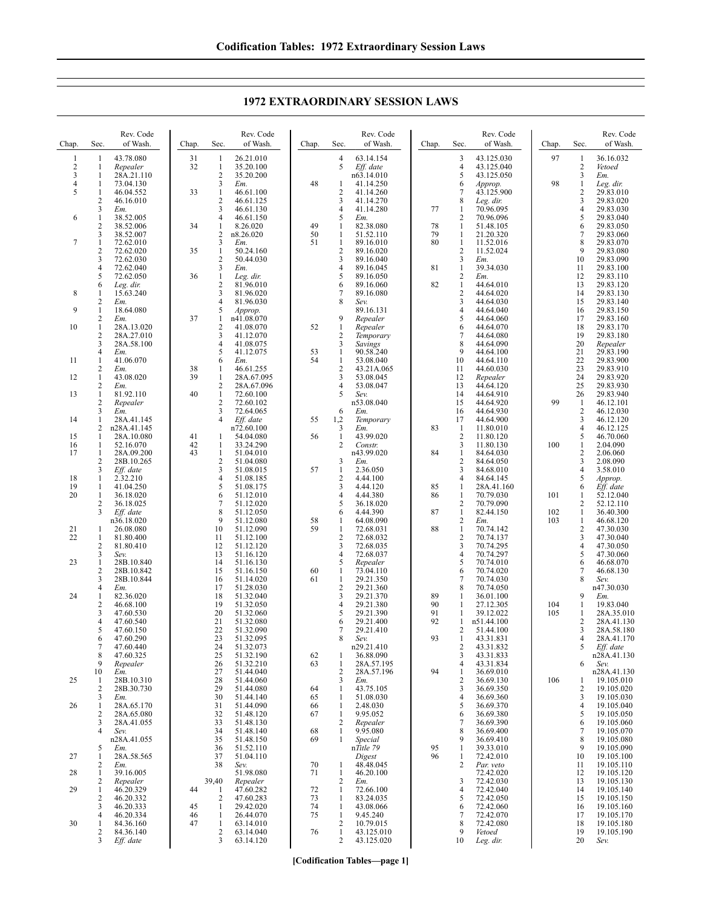# 1972 EXTRAORDINARY SESSION LAWS

| Chap. | Sec. | Rev. Code of Wash. |
|---|---|---|
| 1 | 1 | 43.78.080 |
| 2 | 1 | *Repealer* |
| 3 | 1 | 28A.21.110 |
| 4 | 1 | 73.04.130 |
| 5 | 1 | 46.04.552 |
| | 2 | 46.16.010 |
| | 3 | *Em.* |
| 6 | 1 | 38.52.005 |
| | 2 | 38.52.006 |
| | 3 | 38.52.007 |
| 7 | 1 | 72.62.010 |
| | 2 | 72.62.020 |
| | 3 | 72.62.030 |
| | 4 | 72.62.040 |
| | 5 | 72.62.050 |
| | 6 | *Leg. dir.* |
| 8 | 1 | 15.63.240 |
| | 2 | *Em.* |
| 9 | 1 | 18.64.080 |
| | 2 | *Em.* |
| 10 | 1 | 28A.13.020 |
| | 2 | 28A.27.010 |
| | 3 | 28A.58.100 |
| | 4 | *Em.* |
| 11 | 1 | 41.06.070 |
| | 2 | *Em.* |
| 12 | 1 | 43.08.020 |
| | 2 | *Em.* |
| 13 | 1 | 81.92.110 |
| | 2 | *Repealer* |
| | 3 | *Em.* |
| 14 | 1 | 28A.41.145 |
| | 2 | n28A.41.145 |
| 15 | 1 | 28A.10.080 |
| 16 | 1 | 52.16.070 |
| 17 | 1 | 28A.09.200 |
| | 2 | 28B.10.265 |
| | 3 | *Eff. date* |
| 18 | 1 | 2.32.210 |
| 19 | 1 | 41.04.250 |
| 20 | 1 | 36.18.020 |
| | 2 | 36.18.025 |
| | 3 | *Eff. date* n36.18.020 |
| 21 | 1 | 26.08.080 |
| 22 | 1 | 81.80.400 |
| | 2 | 81.80.410 |
| | 3 | *Sev.* |
| 23 | 1 | 28B.10.840 |
| | 2 | 28B.10.842 |
| | 3 | 28B.10.844 |
| | 4 | *Em.* |
| 24 | 1 | 82.36.020 |
| | 2 | 46.68.100 |
| | 3 | 47.60.530 |
| | 4 | 47.60.540 |
| | 5 | 47.60.150 |
| | 6 | 47.60.290 |
| | 7 | 47.60.440 |
| | 8 | 47.60.325 |
| | 9 | *Repealer* |
| | 10 | *Em.* |
| 25 | 1 | 28B.10.310 |
| | 2 | 28B.30.730 |
| | 3 | *Em.* |
| 26 | 1 | 28A.65.170 |
| | 2 | 28A.65.080 |
| | 3 | 28A.41.055 |
| | 4 | *Sev.* n28A.41.055 |
| | 5 | *Em.* |
| 27 | 1 | 28A.58.565 |
| | 2 | *Em.* |
| 28 | 1 | 39.16.005 |
| | 2 | *Repealer* |
| 29 | 1 | 46.20.329 |
| | 2 | 46.20.332 |
| | 3 | 46.20.333 |
| | 4 | 46.20.334 |
| 30 | 1 | 84.36.160 |
| | 2 | 84.36.140 |
| | 3 | *Eff. date* |
| 31 | 1 | 26.21.010 |
| 32 | 1 | 35.20.100 |
| | 2 | 35.20.200 |
| | 3 | *Em.* |
| 33 | 1 | 46.61.100 |
| | 2 | 46.61.125 |
| | 3 | 46.61.130 |
| | 4 | 46.61.150 |
| 34 | 1 | 8.26.020 |
| | 2 | n8.26.020 |
| | 3 | *Em.* |
| 35 | 1 | 50.24.160 |
| | 2 | 50.44.030 |
| | 3 | *Em.* |
| 36 | 1 | *Leg. dir.* |
| | 2 | 81.96.010 |
| | 3 | 81.96.020 |
| | 4 | 81.96.030 |
| | 5 | *Approp.* |
| 37 | 1 | n41.08.070 |
| | 2 | 41.08.070 |
| | 3 | 41.12.070 |
| | 4 | 41.08.075 |
| | 5 | 41.12.075 |
| | 6 | *Em.* |
| 38 | 1 | 46.61.255 |
| 39 | 1 | 28A.67.095 |
| | 2 | 28A.67.096 |
| 40 | 1 | 72.60.100 |
| | 2 | 72.60.102 |
| | 3 | 72.64.065 |
| | 4 | *Eff. date* n72.60.100 |
| 41 | 1 | 54.04.080 |
| 42 | 1 | 33.24.290 |
| 43 | 1 | 51.04.010 |
| | 2 | 51.04.080 |
| | 3 | 51.08.015 |
| | 4 | 51.08.185 |
| | 5 | 51.08.175 |
| | 6 | 51.12.010 |
| | 7 | 51.12.020 |
| | 8 | 51.12.050 |
| | 9 | 51.12.080 |
| | 10 | 51.12.090 |
| | 11 | 51.12.100 |
| | 12 | 51.12.120 |
| | 13 | 51.16.120 |
| | 14 | 51.16.130 |
| | 15 | 51.16.150 |
| | 16 | 51.14.020 |
| | 17 | 51.28.030 |
| | 18 | 51.32.040 |
| | 19 | 51.32.050 |
| | 20 | 51.32.060 |
| | 21 | 51.32.080 |
| | 22 | 51.32.090 |
| | 23 | 51.32.095 |
| | 24 | 51.32.073 |
| | 25 | 51.32.190 |
| | 26 | 51.32.210 |
| | 27 | 51.44.040 |
| | 28 | 51.44.060 |
| | 29 | 51.44.080 |
| | 30 | 51.44.140 |
| | 31 | 51.44.090 |
| | 32 | 51.48.120 |
| | 33 | 51.48.130 |
| | 34 | 51.48.140 |
| | 35 | 51.48.150 |
| | 36 | 51.52.110 |
| | 37 | 51.04.110 |
| | 38 | *Sev.* 51.98.080 |
| | 39,40 | *Repealer* |
| 44 | 1 | 47.60.282 |
| | 2 | 47.60.283 |
| 45 | 1 | 29.42.020 |
| 46 | 1 | 26.44.070 |
| 47 | 1 | 63.14.010 |
| | 2 | 63.14.040 |
| | 3 | 63.14.120 |
| | 4 | 63.14.154 |
| | 5 | *Eff. date* n63.14.010 |
| 48 | 1 | 41.14.250 |
| | 2 | 41.14.260 |
| | 3 | 41.14.270 |
| | 4 | 41.14.280 |
| | 5 | *Em.* |
| 49 | 1 | 82.38.080 |
| 50 | 1 | 51.52.110 |
| 51 | 1 | 89.16.010 |
| | 2 | 89.16.020 |
| | 3 | 89.16.040 |
| | 4 | 89.16.045 |
| | 5 | 89.16.050 |
| | 6 | 89.16.060 |
| | 7 | 89.16.080 |
| | 8 | *Sev.* 89.16.131 |
| | 9 | *Repealer* |
| 52 | 1 | *Repealer* |
| | 2 | *Temporary* |
| | 3 | *Savings* |
| 53 | 1 | 90.58.240 |
| 54 | 1 | 53.08.040 |
| | 2 | 43.21A.065 |
| | 3 | 53.08.045 |
| | 4 | 53.08.047 |
| | 5 | *Sev.* n53.08.040 |
| | 6 | *Em.* |
| 55 | 1,2 | *Temporary* |
| | 3 | *Em.* |
| 56 | 1 | 43.99.020 |
| | 2 | *Constr.* n43.99.020 |
| | 3 | *Em.* |
| 57 | 1 | 2.36.050 |
| | 2 | 4.44.100 |
| | 3 | 4.44.120 |
| | 4 | 4.44.380 |
| | 5 | 36.18.020 |
| | 6 | 4.44.390 |
| 58 | 1 | 64.08.090 |
| 59 | 1 | 72.68.031 |
| | 2 | 72.68.032 |
| | 3 | 72.68.035 |
| | 4 | 72.68.037 |
| | 5 | *Repealer* |
| 60 | 1 | 73.04.110 |
| 61 | 1 | 29.21.350 |
| | 2 | 29.21.360 |
| | 3 | 29.21.370 |
| | 4 | 29.21.380 |
| | 5 | 29.21.390 |
| | 6 | 29.21.400 |
| | 7 | 29.21.410 |
| | 8 | *Sev.* n29.21.410 |
| 62 | 1 | 36.88.090 |
| 63 | 1 | 28A.57.195 |
| | 2 | 28A.57.196 |
| | 3 | *Em.* |
| 64 | 1 | 43.75.105 |
| 65 | 1 | 51.08.030 |
| 66 | 1 | 2.48.030 |
| 67 | 1 | 9.95.052 |
| | 2 | *Repealer* |
| 68 | 1 | 9.95.080 |
| 69 | 1 | *Special* n*Title 79* *Digest* |
| 70 | 1 | 48.48.045 |
| 71 | 1 | 46.20.100 |
| | 2 | *Em.* |
| 72 | 1 | 72.66.100 |
| 73 | 1 | 83.24.035 |
| 74 | 1 | 43.08.066 |
| 75 | 1 | 9.45.240 |
| | 2 | 10.79.015 |
| 76 | 1 | 43.125.010 |
| | 2 | 43.125.020 |
| | 3 | 43.125.030 |
| | 4 | 43.125.040 |
| | 5 | 43.125.050 |
| | 6 | *Approp.* |
| | 7 | 43.125.900 |
| | 8 | *Leg. dir.* |
| 77 | 1 | 70.96.095 |
| | 2 | 70.96.096 |
| 78 | 1 | 51.48.105 |
| 79 | 1 | 21.20.320 |
| 80 | 1 | 11.52.016 |
| | 2 | 11.52.024 |
| | 3 | *Em.* |
| 81 | 1 | 39.34.030 |
| | 2 | *Em.* |
| 82 | 1 | 44.64.010 |
| | 2 | 44.64.020 |
| | 3 | 44.64.030 |
| | 4 | 44.64.040 |
| | 5 | 44.64.060 |
| | 6 | 44.64.070 |
| | 7 | 44.64.080 |
| | 8 | 44.64.090 |
| | 9 | 44.64.100 |
| | 10 | 44.64.110 |
| | 11 | 44.60.030 |
| | 12 | *Repealer* |
| | 13 | 44.64.120 |
| | 14 | 44.64.910 |
| | 15 | 44.64.920 |
| | 16 | 44.64.930 |
| | 17 | 44.64.900 |
| 83 | 1 | 11.80.010 |
| | 2 | 11.80.120 |
| | 3 | 11.80.130 |
| 84 | 1 | 84.64.030 |
| | 2 | 84.64.050 |
| | 3 | 84.68.010 |
| | 4 | 84.64.145 |
| 85 | 1 | 28A.41.160 |
| 86 | 1 | 70.79.030 |
| | 2 | 70.79.090 |
| 87 | 1 | 82.44.150 |
| | 2 | *Em.* |
| 88 | 1 | 70.74.142 |
| | 2 | 70.74.137 |
| | 3 | 70.74.295 |
| | 4 | 70.74.297 |
| | 5 | 70.74.010 |
| | 6 | 70.74.020 |
| | 7 | 70.74.030 |
| | 8 | 70.74.050 |
| 89 | 1 | 36.01.100 |
| 90 | 1 | 27.12.305 |
| 91 | 1 | 39.12.022 |
| 92 | 1 | n51.44.100 |
| | 2 | 51.44.100 |
| 93 | 1 | 43.31.831 |
| | 2 | 43.31.832 |
| | 3 | 43.31.833 |
| | 4 | 43.31.834 |
| 94 | 1 | 36.69.010 |
| | 2 | 36.69.130 |
| | 3 | 36.69.350 |
| | 4 | 36.69.360 |
| | 5 | 36.69.370 |
| | 6 | 36.69.380 |
| | 7 | 36.69.390 |
| | 8 | 36.69.400 |
| | 9 | 36.69.410 |
| 95 | 1 | 39.33.010 |
| 96 | 1 | 72.42.010 |
| | 2 | *Par. veto* 72.42.020 |
| | 3 | 72.42.030 |
| | 4 | 72.42.040 |
| | 5 | 72.42.050 |
| | 6 | 72.42.060 |
| | 7 | 72.42.070 |
| | 8 | 72.42.080 |
| | 9 | *Vetoed* |
| | 10 | *Leg. dir.* |
| 97 | 1 | 36.16.032 |
| | 2 | *Vetoed* |
| | 3 | *Em.* |
| 98 | 1 | *Leg. dir.* |
| | 2 | 29.83.010 |
| | 3 | 29.83.020 |
| | 4 | 29.83.030 |
| | 5 | 29.83.040 |
| | 6 | 29.83.050 |
| | 7 | 29.83.060 |
| | 8 | 29.83.070 |
| | 9 | 29.83.080 |
| | 10 | 29.83.090 |
| | 11 | 29.83.100 |
| | 12 | 29.83.110 |
| | 13 | 29.83.120 |
| | 14 | 29.83.130 |
| | 15 | 29.83.140 |
| | 16 | 29.83.150 |
| | 17 | 29.83.160 |
| | 18 | 29.83.170 |
| | 19 | 29.83.180 |
| | 20 | *Repealer* |
| | 21 | 29.83.190 |
| | 22 | 29.83.900 |
| | 23 | 29.83.910 |
| | 24 | 29.83.920 |
| | 25 | 29.83.930 |
| | 26 | 29.83.940 |
| 99 | 1 | 46.12.101 |
| | 2 | 46.12.030 |
| | 3 | 46.12.120 |
| | 4 | 46.12.125 |
| | 5 | 46.70.060 |
| 100 | 1 | 2.04.090 |
| | 2 | 2.06.060 |
| | 3 | 2.08.090 |
| | 4 | 3.58.010 |
| | 5 | *Approp.* |
| | 6 | *Eff. date* |
| 101 | 1 | 52.12.040 |
| | 2 | 52.12.110 |
| 102 | 1 | 36.40.300 |
| 103 | 1 | 46.68.120 |
| | 2 | 47.30.030 |
| | 3 | 47.30.040 |
| | 4 | 47.30.050 |
| | 5 | 47.30.060 |
| | 6 | 46.68.070 |
| | 7 | 46.68.130 |
| | 8 | *Sev.* n47.30.030 |
| | 9 | *Em.* |
| 104 | 1 | 19.83.040 |
| 105 | 1 | 28A.35.010 |
| | 2 | 28A.41.130 |
| | 3 | 28A.58.180 |
| | 4 | 28A.41.170 |
| | 5 | *Eff. date* n28A.41.130 |
| | 6 | *Sev.* n28A.41.130 |
| 106 | 1 | 19.105.010 |
| | 2 | 19.105.020 |
| | 3 | 19.105.030 |
| | 4 | 19.105.040 |
| | 5 | 19.105.050 |
| | 6 | 19.105.060 |
| | 7 | 19.105.070 |
| | 8 | 19.105.080 |
| | 9 | 19.105.090 |
| | 10 | 19.105.100 |
| | 11 | 19.105.110 |
| | 12 | 19.105.120 |
| | 13 | 19.105.130 |
| | 14 | 19.105.140 |
| | 15 | 19.105.150 |
| | 16 | 19.105.160 |
| | 17 | 19.105.170 |
| | 18 | 19.105.180 |
| | 19 | 19.105.190 |
| | 20 | *Sev.* |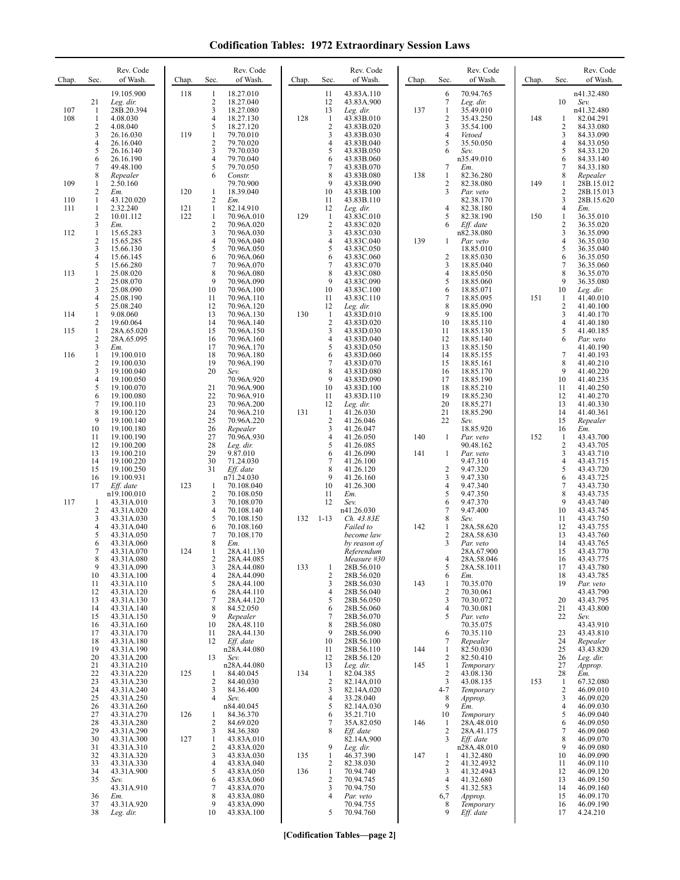# Codification Tables: 1972 Extraordinary Session Laws

| Chap. | Sec. | Rev. Code of Wash. |
|---|---|---|
| | | 19.105.900 |
| | 21 | *Leg. dir.* |
| 107 | 1 | 28B.20.394 |
| 108 | 1 | 4.08.030 |
| | 2 | 4.08.040 |
| | 3 | 26.16.030 |
| | 4 | 26.16.040 |
| | 5 | 26.16.140 |
| | 6 | 26.16.190 |
| | 7 | 49.48.100 |
| | 8 | *Repealer* |
| 109 | 1 | 2.50.160 |
| | 2 | *Em.* |
| 110 | 1 | 43.120.020 |
| 111 | 1 | 2.32.240 |
| | 2 | 10.01.112 |
| | 3 | *Em.* |
| 112 | 1 | 15.65.283 |
| | 2 | 15.65.285 |
| | 3 | 15.66.130 |
| | 4 | 15.66.145 |
| | 5 | 15.66.280 |
| 113 | 1 | 25.08.020 |
| | 2 | 25.08.070 |
| | 3 | 25.08.090 |
| | 4 | 25.08.190 |
| | 5 | 25.08.240 |
| 114 | 1 | 9.08.060 |
| | 2 | 19.60.064 |
| 115 | 1 | 28A.65.020 |
| | 2 | 28A.65.095 |
| | 3 | *Em.* |
| 116 | 1 | 19.100.010 |
| | 2 | 19.100.030 |
| | 3 | 19.100.040 |
| | 4 | 19.100.050 |
| | 5 | 19.100.070 |
| | 6 | 19.100.080 |
| | 7 | 19.100.110 |
| | 8 | 19.100.120 |
| | 9 | 19.100.140 |
| | 10 | 19.100.180 |
| | 11 | 19.100.190 |
| | 12 | 19.100.200 |
| | 13 | 19.100.210 |
| | 14 | 19.100.220 |
| | 15 | 19.100.250 |
| | 16 | 19.100.931 |
| | 17 | *Eff. date* n19.100.010 |
| 117 | 1 | 43.31A.010 |
| | 2 | 43.31A.020 |
| | 3 | 43.31A.030 |
| | 4 | 43.31A.040 |
| | 5 | 43.31A.050 |
| | 6 | 43.31A.060 |
| | 7 | 43.31A.070 |
| | 8 | 43.31A.080 |
| | 9 | 43.31A.090 |
| | 10 | 43.31A.100 |
| | 11 | 43.31A.110 |
| | 12 | 43.31A.120 |
| | 13 | 43.31A.130 |
| | 14 | 43.31A.140 |
| | 15 | 43.31A.150 |
| | 16 | 43.31A.160 |
| | 17 | 43.31A.170 |
| | 18 | 43.31A.180 |
| | 19 | 43.31A.190 |
| | 20 | 43.31A.200 |
| | 21 | 43.31A.210 |
| | 22 | 43.31A.220 |
| | 23 | 43.31A.230 |
| | 24 | 43.31A.240 |
| | 25 | 43.31A.250 |
| | 26 | 43.31A.260 |
| | 27 | 43.31A.270 |
| | 28 | 43.31A.280 |
| | 29 | 43.31A.290 |
| | 30 | 43.31A.300 |
| | 31 | 43.31A.310 |
| | 32 | 43.31A.320 |
| | 33 | 43.31A.330 |
| | 34 | 43.31A.900 |
| | 35 | *Sev.* 43.31A.910 |
| | 36 | *Em.* |
| | 37 | 43.31A.920 |
| | 38 | *Leg. dir.* |
| 118 | 1 | 18.27.010 |
| | 2 | 18.27.040 |
| | 3 | 18.27.080 |
| | 4 | 18.27.130 |
| | 5 | 18.27.120 |
| 119 | 1 | 79.70.010 |
| | 2 | 79.70.020 |
| | 3 | 79.70.030 |
| | 4 | 79.70.040 |
| | 5 | 79.70.050 |
| | 6 | *Constr.* 79.70.900 |
| 120 | 1 | 18.39.040 |
| | 2 | *Em.* |
| 121 | 1 | 82.14.910 |
| 122 | 1 | 70.96A.010 |
| | 2 | 70.96A.020 |
| | 3 | 70.96A.030 |
| | 4 | 70.96A.040 |
| | 5 | 70.96A.050 |
| | 6 | 70.96A.060 |
| | 7 | 70.96A.070 |
| | 8 | 70.96A.080 |
| | 9 | 70.96A.090 |
| | 10 | 70.96A.100 |
| | 11 | 70.96A.110 |
| | 12 | 70.96A.120 |
| | 13 | 70.96A.130 |
| | 14 | 70.96A.140 |
| | 15 | 70.96A.150 |
| | 16 | 70.96A.160 |
| | 17 | 70.96A.170 |
| | 18 | 70.96A.180 |
| | 19 | 70.96A.190 |
| | 20 | *Sev.* 70.96A.920 |
| | 21 | 70.96A.900 |
| | 22 | 70.96A.910 |
| | 23 | 70.96A.200 |
| | 24 | 70.96A.210 |
| | 25 | 70.96A.220 |
| | 26 | *Repealer* |
| | 27 | 70.96A.930 |
| | 28 | *Leg. dir.* |
| | 29 | 9.87.010 |
| | 30 | 71.24.030 |
| | 31 | *Eff. date* n71.24.030 |
| 123 | 1 | 70.108.040 |
| | 2 | 70.108.050 |
| | 3 | 70.108.070 |
| | 4 | 70.108.140 |
| | 5 | 70.108.150 |
| | 6 | 70.108.160 |
| | 7 | 70.108.170 |
| | 8 | *Em.* |
| 124 | 1 | 28A.41.130 |
| | 2 | 28A.44.085 |
| | 3 | 28A.44.080 |
| | 4 | 28A.44.090 |
| | 5 | 28A.44.100 |
| | 6 | 28A.44.110 |
| | 7 | 28A.44.120 |
| | 8 | 84.52.050 |
| | 9 | *Repealer* |
| | 10 | 28A.48.110 |
| | 11 | 28A.44.130 |
| | 12 | *Eff. date* n28A.44.080 |
| | 13 | *Sev.* n28A.44.080 |
| 125 | 1 | 84.40.045 |
| | 2 | 84.40.030 |
| | 3 | 84.36.400 |
| | 4 | *Sev.* n84.40.045 |
| 126 | 1 | 84.36.370 |
| | 2 | 84.69.020 |
| | 3 | 84.36.380 |
| 127 | 1 | 43.83A.010 |
| | 2 | 43.83A.020 |
| | 3 | 43.83A.030 |
| | 4 | 43.83A.040 |
| | 5 | 43.83A.050 |
| | 6 | 43.83A.060 |
| | 7 | 43.83A.070 |
| | 8 | 43.83A.080 |
| | 9 | 43.83A.090 |
| | 10 | 43.83A.100 |
| | 11 | 43.83A.110 |
| | 12 | 43.83A.900 |
| | 13 | *Leg. dir.* |
| 128 | 1 | 43.83B.010 |
| | 2 | 43.83B.020 |
| | 3 | 43.83B.030 |
| | 4 | 43.83B.040 |
| | 5 | 43.83B.050 |
| | 6 | 43.83B.060 |
| | 7 | 43.83B.070 |
| | 8 | 43.83B.080 |
| | 9 | 43.83B.090 |
| | 10 | 43.83B.100 |
| | 11 | 43.83B.110 |
| | 12 | *Leg. dir.* |
| 129 | 1 | 43.83C.010 |
| | 2 | 43.83C.020 |
| | 3 | 43.83C.030 |
| | 4 | 43.83C.040 |
| | 5 | 43.83C.050 |
| | 6 | 43.83C.060 |
| | 7 | 43.83C.070 |
| | 8 | 43.83C.080 |
| | 9 | 43.83C.090 |
| | 10 | 43.83C.100 |
| | 11 | 43.83C.110 |
| | 12 | *Leg. dir.* |
| 130 | 1 | 43.83D.010 |
| | 2 | 43.83D.020 |
| | 3 | 43.83D.030 |
| | 4 | 43.83D.040 |
| | 5 | 43.83D.050 |
| | 6 | 43.83D.060 |
| | 7 | 43.83D.070 |
| | 8 | 43.83D.080 |
| | 9 | 43.83D.090 |
| | 10 | 43.83D.100 |
| | 11 | 43.83D.110 |
| | 12 | *Leg. dir.* |
| 131 | 1 | 41.26.030 |
| | 2 | 41.26.046 |
| | 3 | 41.26.047 |
| | 4 | 41.26.050 |
| | 5 | 41.26.085 |
| | 6 | 41.26.090 |
| | 7 | 41.26.100 |
| | 8 | 41.26.120 |
| | 9 | 41.26.160 |
| | 10 | 41.26.300 |
| | 11 | *Em.* |
| | 12 | *Sev.* n41.26.030 |
| 132 | 1-13 | Ch. 43.83E *Failed to become law by reason of Referendum Measure #30* |
| 133 | 1 | 28B.56.010 |
| | 2 | 28B.56.020 |
| | 3 | 28B.56.030 |
| | 4 | 28B.56.040 |
| | 5 | 28B.56.050 |
| | 6 | 28B.56.060 |
| | 7 | 28B.56.070 |
| | 8 | 28B.56.080 |
| | 9 | 28B.56.090 |
| | 10 | 28B.56.100 |
| | 11 | 28B.56.110 |
| | 12 | 28B.56.120 |
| | 13 | *Leg. dir.* |
| 134 | 1 | 82.04.385 |
| | 2 | 82.14A.010 |
| | 3 | 82.14A.020 |
| | 4 | 33.28.040 |
| | 5 | 82.14A.030 |
| | 6 | 35.21.710 |
| | 7 | 35A.82.050 |
| | 8 | *Eff. date* 82.14A.900 |
| | 9 | *Leg. dir.* |
| 135 | 1 | 46.37.390 |
| | 2 | 82.38.030 |
| 136 | 1 | 70.94.740 |
| | 2 | 70.94.745 |
| | 3 | 70.94.750 |
| | 4 | *Par. veto* 70.94.755 |
| | 5 | 70.94.760 |
| | 6 | 70.94.765 |
| | 7 | *Leg. dir.* |
| 137 | 1 | 35.49.010 |
| | 2 | 35.43.250 |
| | 3 | 35.54.100 |
| | 4 | *Vetoed* |
| | 5 | 35.50.050 |
| | 6 | *Sev.* n35.49.010 |
| | 7 | *Em.* |
| 138 | 1 | 82.36.280 |
| | 2 | 82.38.080 |
| | 3 | *Par. veto* 82.38.170 |
| | 4 | 82.38.180 |
| | 5 | 82.38.190 |
| | 6 | *Eff. date* n82.38.080 |
| 139 | 1 | *Par. veto* 18.85.010 |
| | 2 | 18.85.030 |
| | 3 | 18.85.040 |
| | 4 | 18.85.050 |
| | 5 | 18.85.060 |
| | 6 | 18.85.071 |
| | 7 | 18.85.095 |
| | 8 | 18.85.090 |
| | 9 | 18.85.100 |
| | 10 | 18.85.110 |
| | 11 | 18.85.130 |
| | 12 | 18.85.140 |
| | 13 | 18.85.150 |
| | 14 | 18.85.155 |
| | 15 | 18.85.161 |
| | 16 | 18.85.170 |
| | 17 | 18.85.190 |
| | 18 | 18.85.210 |
| | 19 | 18.85.230 |
| | 20 | 18.85.271 |
| | 21 | 18.85.290 |
| | 22 | *Sev.* 18.85.920 |
| 140 | 1 | *Par. veto* 90.48.162 |
| 141 | 1 | *Par. veto* 9.47.310 |
| | 2 | 9.47.320 |
| | 3 | 9.47.330 |
| | 4 | 9.47.340 |
| | 5 | 9.47.350 |
| | 6 | 9.47.370 |
| | 7 | 9.47.400 |
| | 8 | *Sev.* |
| 142 | 1 | 28A.58.620 |
| | 2 | 28A.58.630 |
| | 3 | *Par. veto* 28A.67.900 |
| | 4 | 28A.58.046 |
| | 5 | 28A.58.1011 |
| | 6 | *Em.* |
| 143 | 1 | 70.35.070 |
| | 2 | 70.30.061 |
| | 3 | 70.30.072 |
| | 4 | 70.30.081 |
| | 5 | *Par. veto* 70.35.075 |
| | 6 | 70.35.110 |
| | 7 | *Repealer* |
| 144 | 1 | 82.50.030 |
| | 2 | 82.50.410 |
| 145 | 1 | *Temporary* |
| | 2 | 43.08.130 |
| | 3 | 43.08.135 |
| | 4-7 | *Temporary* |
| | 8 | *Approp.* |
| | 9 | *Em.* |
| | 10 | *Temporary* |
| 146 | 1 | 28A.48.010 |
| | 2 | 28A.41.175 |
| | 3 | *Eff. date* n28A.48.010 |
| 147 | 1 | 41.32.480 |
| | 2 | 41.32.4932 |
| | 3 | 41.32.4943 |
| | 4 | 41.32.680 |
| | 5 | 41.32.583 |
| | 6,7 | *Approp.* |
| | 8 | *Temporary* |
| | 9 | *Eff. date* n41.32.480 |
| | 10 | *Sev.* n41.32.480 |
| 148 | 1 | 82.04.291 |
| | 2 | 84.33.080 |
| | 3 | 84.33.090 |
| | 4 | 84.33.050 |
| | 5 | 84.33.120 |
| | 6 | 84.33.140 |
| | 7 | 84.33.180 |
| | 8 | *Repealer* |
| 149 | 1 | 28B.15.012 |
| | 2 | 28B.15.013 |
| | 3 | 28B.15.620 |
| | 4 | *Em.* |
| 150 | 1 | 36.35.010 |
| | 2 | 36.35.020 |
| | 3 | 36.35.090 |
| | 4 | 36.35.030 |
| | 5 | 36.35.040 |
| | 6 | 36.35.050 |
| | 7 | 36.35.060 |
| | 8 | 36.35.070 |
| | 9 | 36.35.080 |
| | 10 | *Leg. dir.* |
| 151 | 1 | 41.40.010 |
| | 2 | 41.40.100 |
| | 3 | 41.40.170 |
| | 4 | 41.40.180 |
| | 5 | 41.40.185 |
| | 6 | *Par. veto* 41.40.190 |
| | 7 | 41.40.193 |
| | 8 | 41.40.210 |
| | 9 | 41.40.220 |
| | 10 | 41.40.235 |
| | 11 | 41.40.250 |
| | 12 | 41.40.270 |
| | 13 | 41.40.330 |
| | 14 | 41.40.361 |
| | 15 | *Repealer* |
| | 16 | *Em.* |
| 152 | 1 | 43.43.700 |
| | 2 | 43.43.705 |
| | 3 | 43.43.710 |
| | 4 | 43.43.715 |
| | 5 | 43.43.720 |
| | 6 | 43.43.725 |
| | 7 | 43.43.730 |
| | 8 | 43.43.735 |
| | 9 | 43.43.740 |
| | 10 | 43.43.745 |
| | 11 | 43.43.750 |
| | 12 | 43.43.755 |
| | 13 | 43.43.760 |
| | 14 | 43.43.765 |
| | 15 | 43.43.770 |
| | 16 | 43.43.775 |
| | 17 | 43.43.780 |
| | 18 | 43.43.785 |
| | 19 | *Par. veto* 43.43.790 |
| | 20 | 43.43.795 |
| | 21 | 43.43.800 |
| | 22 | *Sev.* 43.43.910 |
| | 23 | 43.43.810 |
| | 24 | *Repealer* |
| | 25 | 43.43.820 |
| | 26 | *Leg. dir.* |
| | 27 | *Approp.* |
| | 28 | *Em.* |
| 153 | 1 | 67.32.080 |
| | 2 | 46.09.010 |
| | 3 | 46.09.020 |
| | 4 | 46.09.030 |
| | 5 | 46.09.040 |
| | 6 | 46.09.050 |
| | 7 | 46.09.060 |
| | 8 | 46.09.070 |
| | 9 | 46.09.080 |
| | 10 | 46.09.090 |
| | 11 | 46.09.110 |
| | 12 | 46.09.120 |
| | 13 | 46.09.150 |
| | 14 | 46.09.160 |
| | 15 | 46.09.170 |
| | 16 | 46.09.190 |
| | 17 | 4.24.210 |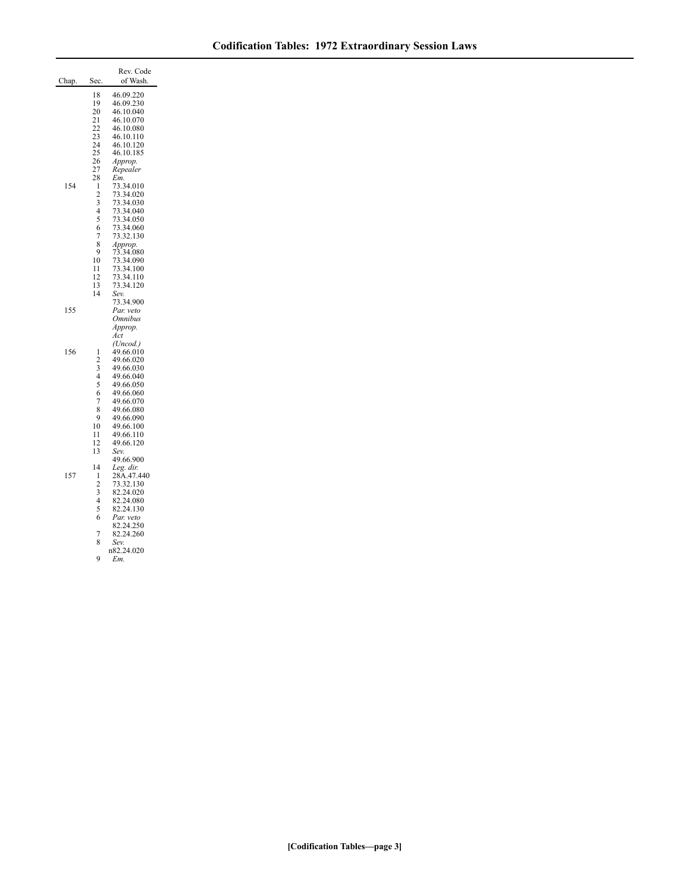| Chap. | Sec. | Rev. Code of Wash. |
|---|---|---|
| | 18 | 46.09.220 |
| | 19 | 46.09.230 |
| | 20 | 46.10.040 |
| | 21 | 46.10.070 |
| | 22 | 46.10.080 |
| | 23 | 46.10.110 |
| | 24 | 46.10.120 |
| | 25 | 46.10.185 |
| | 26 | *Approp.* |
| | 27 | *Repealer* |
| | 28 | *Em.* |
| 154 | 1 | 73.34.010 |
| | 2 | 73.34.020 |
| | 3 | 73.34.030 |
| | 4 | 73.34.040 |
| | 5 | 73.34.050 |
| | 6 | 73.34.060 |
| | 7 | 73.32.130 |
| | 8 | *Approp.* |
| | 9 | 73.34.080 |
| | 10 | 73.34.090 |
| | 11 | 73.34.100 |
| | 12 | 73.34.110 |
| | 13 | 73.34.120 |
| | 14 | *Sev.* 73.34.900 |
| 155 | | *Par. veto Omnibus Approp. Act (Uncod.)* |
| 156 | 1 | 49.66.010 |
| | 2 | 49.66.020 |
| | 3 | 49.66.030 |
| | 4 | 49.66.040 |
| | 5 | 49.66.050 |
| | 6 | 49.66.060 |
| | 7 | 49.66.070 |
| | 8 | 49.66.080 |
| | 9 | 49.66.090 |
| | 10 | 49.66.100 |
| | 11 | 49.66.110 |
| | 12 | 49.66.120 |
| | 13 | *Sev.* 49.66.900 |
| | 14 | *Leg. dir.* |
| 157 | 1 | 28A.47.440 |
| | 2 | 73.32.130 |
| | 3 | 82.24.020 |
| | 4 | 82.24.080 |
| | 5 | 82.24.130 |
| | 6 | *Par. veto* 82.24.250 |
| | 7 | 82.24.260 |
| | 8 | *Sev.* n82.24.020 |
| | 9 | *Em.* |